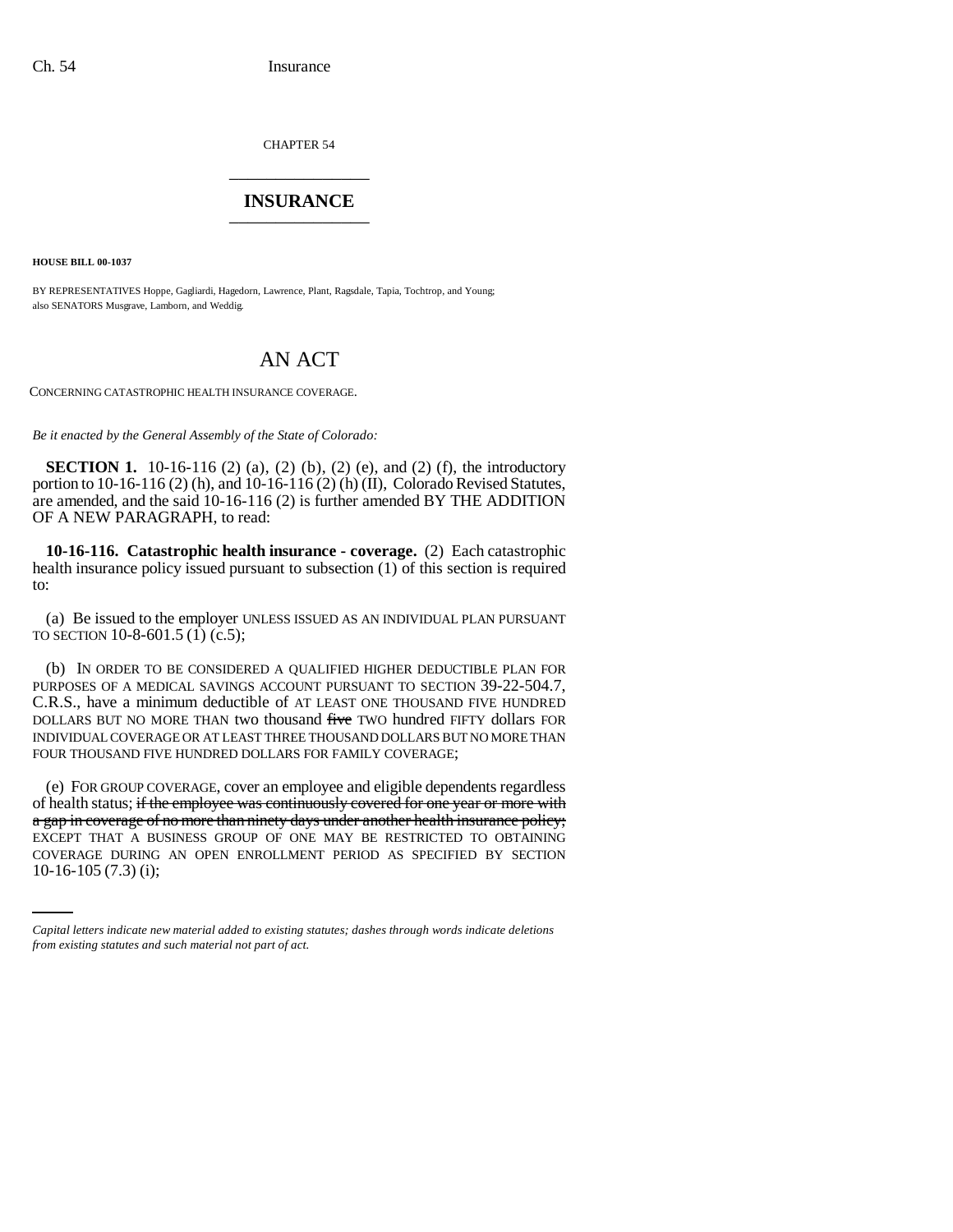CHAPTER 54

# INSURANCE

**HOUSE BILL 00-1037**

BY REPRESENTATIVES Hoppe, Gagliardi, Hagedorn, Lawrence, Plant, Ragsdale, Tapia, Tochtrop, and Young;
also SENATORS Musgrave, Lamborn, and Weddig.

## AN ACT

CONCERNING CATASTROPHIC HEALTH INSURANCE COVERAGE.

*Be it enacted by the General Assembly of the State of Colorado:*

**SECTION 1.** 10-16-116 (2) (a), (2) (b), (2) (e), and (2) (f), the introductory portion to 10-16-116 (2) (h), and 10-16-116 (2) (h) (II), Colorado Revised Statutes, are amended, and the said 10-16-116 (2) is further amended BY THE ADDITION OF A NEW PARAGRAPH, to read:

**10-16-116. Catastrophic health insurance - coverage.** (2) Each catastrophic health insurance policy issued pursuant to subsection (1) of this section is required to:

(a) Be issued to the employer UNLESS ISSUED AS AN INDIVIDUAL PLAN PURSUANT TO SECTION 10-8-601.5 (1) (c.5);

(b) IN ORDER TO BE CONSIDERED A QUALIFIED HIGHER DEDUCTIBLE PLAN FOR PURPOSES OF A MEDICAL SAVINGS ACCOUNT PURSUANT TO SECTION 39-22-504.7, C.R.S., have a minimum deductible of AT LEAST ONE THOUSAND FIVE HUNDRED DOLLARS BUT NO MORE THAN two thousand ~~five~~ TWO hundred FIFTY dollars FOR INDIVIDUAL COVERAGE OR AT LEAST THREE THOUSAND DOLLARS BUT NO MORE THAN FOUR THOUSAND FIVE HUNDRED DOLLARS FOR FAMILY COVERAGE;

(e) FOR GROUP COVERAGE, cover an employee and eligible dependents regardless of health status; ~~if the employee was continuously covered for one year or more with a gap in coverage of no more than ninety days under another health insurance policy;~~ EXCEPT THAT A BUSINESS GROUP OF ONE MAY BE RESTRICTED TO OBTAINING COVERAGE DURING AN OPEN ENROLLMENT PERIOD AS SPECIFIED BY SECTION 10-16-105 (7.3) (i);

*Capital letters indicate new material added to existing statutes; dashes through words indicate deletions from existing statutes and such material not part of act.*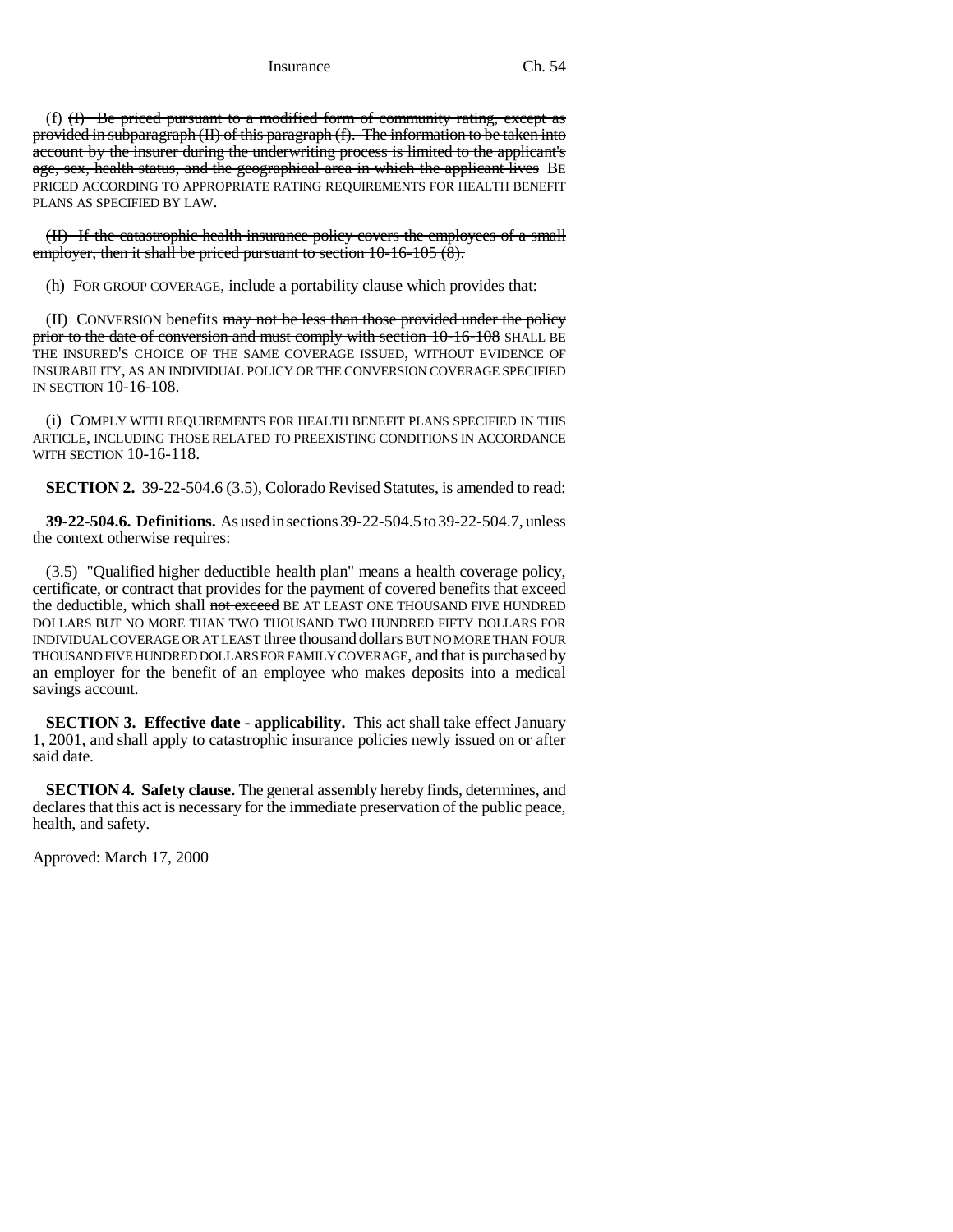(f) ~~(I) Be priced pursuant to a modified form of community rating, except as provided in subparagraph (II) of this paragraph (f). The information to be taken into account by the insurer during the underwriting process is limited to the applicant's age, sex, health status, and the geographical area in which the applicant lives~~ BE PRICED ACCORDING TO APPROPRIATE RATING REQUIREMENTS FOR HEALTH BENEFIT PLANS AS SPECIFIED BY LAW.

~~(II) If the catastrophic health insurance policy covers the employees of a small employer, then it shall be priced pursuant to section 10-16-105 (8).~~

(h) FOR GROUP COVERAGE, include a portability clause which provides that:

(II) CONVERSION benefits ~~may not be less than those provided under the policy prior to the date of conversion and must comply with section 10-16-108~~ SHALL BE THE INSURED'S CHOICE OF THE SAME COVERAGE ISSUED, WITHOUT EVIDENCE OF INSURABILITY, AS AN INDIVIDUAL POLICY OR THE CONVERSION COVERAGE SPECIFIED IN SECTION 10-16-108.

(i) COMPLY WITH REQUIREMENTS FOR HEALTH BENEFIT PLANS SPECIFIED IN THIS ARTICLE, INCLUDING THOSE RELATED TO PREEXISTING CONDITIONS IN ACCORDANCE WITH SECTION 10-16-118.

**SECTION 2.** 39-22-504.6 (3.5), Colorado Revised Statutes, is amended to read:

**39-22-504.6. Definitions.** As used in sections 39-22-504.5 to 39-22-504.7, unless the context otherwise requires:

(3.5) "Qualified higher deductible health plan" means a health coverage policy, certificate, or contract that provides for the payment of covered benefits that exceed the deductible, which shall ~~not exceed~~ BE AT LEAST ONE THOUSAND FIVE HUNDRED DOLLARS BUT NO MORE THAN TWO THOUSAND TWO HUNDRED FIFTY DOLLARS FOR INDIVIDUAL COVERAGE OR AT LEAST three thousand dollars BUT NO MORE THAN FOUR THOUSAND FIVE HUNDRED DOLLARS FOR FAMILY COVERAGE, and that is purchased by an employer for the benefit of an employee who makes deposits into a medical savings account.

**SECTION 3. Effective date - applicability.** This act shall take effect January 1, 2001, and shall apply to catastrophic insurance policies newly issued on or after said date.

**SECTION 4. Safety clause.** The general assembly hereby finds, determines, and declares that this act is necessary for the immediate preservation of the public peace, health, and safety.

Approved: March 17, 2000